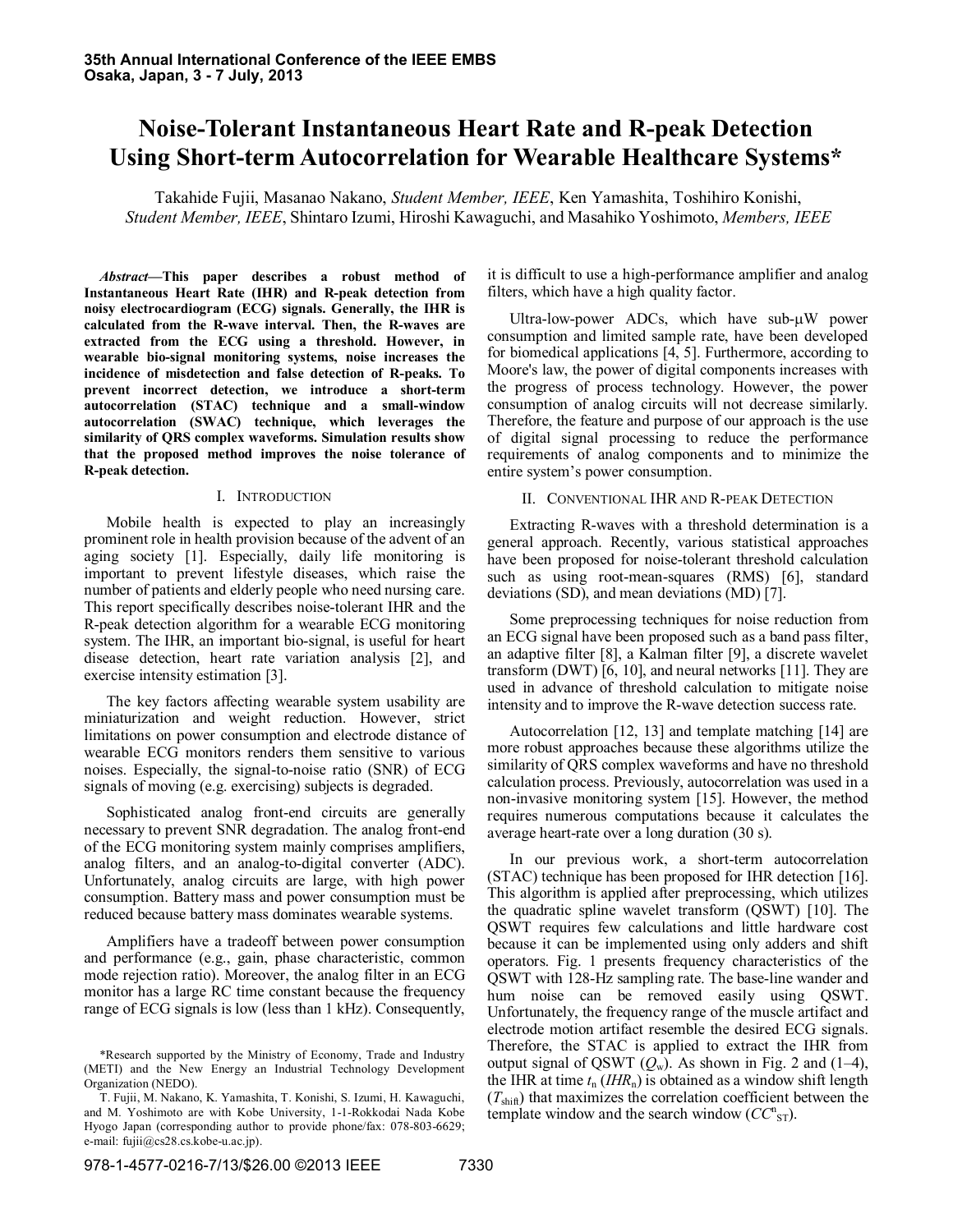# Noise-Tolerant Instantaneous Heart Rate and R-peak Detection Using Short-term Autocorrelation for Wearable Healthcare Systems*

Takahide Fujii, Masanao Nakano, *Student Member, IEEE*, Ken Yamashita, Toshihiro Konishi, *Student Member, IEEE*, Shintaro Izumi, Hiroshi Kawaguchi, and Masahiko Yoshimoto, *Members, IEEE*

***Abstract*—This paper describes a robust method of Instantaneous Heart Rate (IHR) and R-peak detection from noisy electrocardiogram (ECG) signals. Generally, the IHR is calculated from the R-wave interval. Then, the R-waves are extracted from the ECG using a threshold. However, in wearable bio-signal monitoring systems, noise increases the incidence of misdetection and false detection of R-peaks. To prevent incorrect detection, we introduce a short-term autocorrelation (STAC) technique and a small-window autocorrelation (SWAC) technique, which leverages the similarity of QRS complex waveforms. Simulation results show that the proposed method improves the noise tolerance of R-peak detection.**

## I. Introduction

Mobile health is expected to play an increasingly prominent role in health provision because of the advent of an aging society [1]. Especially, daily life monitoring is important to prevent lifestyle diseases, which raise the number of patients and elderly people who need nursing care. This report specifically describes noise-tolerant IHR and the R-peak detection algorithm for a wearable ECG monitoring system. The IHR, an important bio-signal, is useful for heart disease detection, heart rate variation analysis [2], and exercise intensity estimation [3].

The key factors affecting wearable system usability are miniaturization and weight reduction. However, strict limitations on power consumption and electrode distance of wearable ECG monitors renders them sensitive to various noises. Especially, the signal-to-noise ratio (SNR) of ECG signals of moving (e.g. exercising) subjects is degraded.

Sophisticated analog front-end circuits are generally necessary to prevent SNR degradation. The analog front-end of the ECG monitoring system mainly comprises amplifiers, analog filters, and an analog-to-digital converter (ADC). Unfortunately, analog circuits are large, with high power consumption. Battery mass and power consumption must be reduced because battery mass dominates wearable systems.

Amplifiers have a tradeoff between power consumption and performance (e.g., gain, phase characteristic, common mode rejection ratio). Moreover, the analog filter in an ECG monitor has a large RC time constant because the frequency range of ECG signals is low (less than 1 kHz). Consequently, it is difficult to use a high-performance amplifier and analog filters, which have a high quality factor.

Ultra-low-power ADCs, which have sub-μW power consumption and limited sample rate, have been developed for biomedical applications [4, 5]. Furthermore, according to Moore's law, the power of digital components increases with the progress of process technology. However, the power consumption of analog circuits will not decrease similarly. Therefore, the feature and purpose of our approach is the use of digital signal processing to reduce the performance requirements of analog components and to minimize the entire system's power consumption.

## II. Conventional IHR and R-peak Detection

Extracting R-waves with a threshold determination is a general approach. Recently, various statistical approaches have been proposed for noise-tolerant threshold calculation such as using root-mean-squares (RMS) [6], standard deviations (SD), and mean deviations (MD) [7].

Some preprocessing techniques for noise reduction from an ECG signal have been proposed such as a band pass filter, an adaptive filter [8], a Kalman filter [9], a discrete wavelet transform (DWT) [6, 10], and neural networks [11]. They are used in advance of threshold calculation to mitigate noise intensity and to improve the R-wave detection success rate.

Autocorrelation [12, 13] and template matching [14] are more robust approaches because these algorithms utilize the similarity of QRS complex waveforms and have no threshold calculation process. Previously, autocorrelation was used in a non-invasive monitoring system [15]. However, the method requires numerous computations because it calculates the average heart-rate over a long duration (30 s).

In our previous work, a short-term autocorrelation (STAC) technique has been proposed for IHR detection [16]. This algorithm is applied after preprocessing, which utilizes the quadratic spline wavelet transform (QSWT) [10]. The QSWT requires few calculations and little hardware cost because it can be implemented using only adders and shift operators. Fig. 1 presents frequency characteristics of the QSWT with 128-Hz sampling rate. The base-line wander and hum noise can be removed easily using QSWT. Unfortunately, the frequency range of the muscle artifact and electrode motion artifact resemble the desired ECG signals. Therefore, the STAC is applied to extract the IHR from output signal of QSWT ($Q_w$). As shown in Fig. 2 and (1–4), the IHR at time $t_n$ ($IHR_n$) is obtained as a window shift length ($T_{shift}$) that maximizes the correlation coefficient between the template window and the search window ($CC^n_{ST}$).

---

*Research supported by the Ministry of Economy, Trade and Industry (METI) and the New Energy an Industrial Technology Development Organization (NEDO).

T. Fujii, M. Nakano, K. Yamashita, T. Konishi, S. Izumi, H. Kawaguchi, and M. Yoshimoto are with Kobe University, 1-1-Rokkodai Nada Kobe Hyogo Japan (corresponding author to provide phone/fax: 078-803-6629; e-mail: fujii@cs28.cs.kobe-u.ac.jp).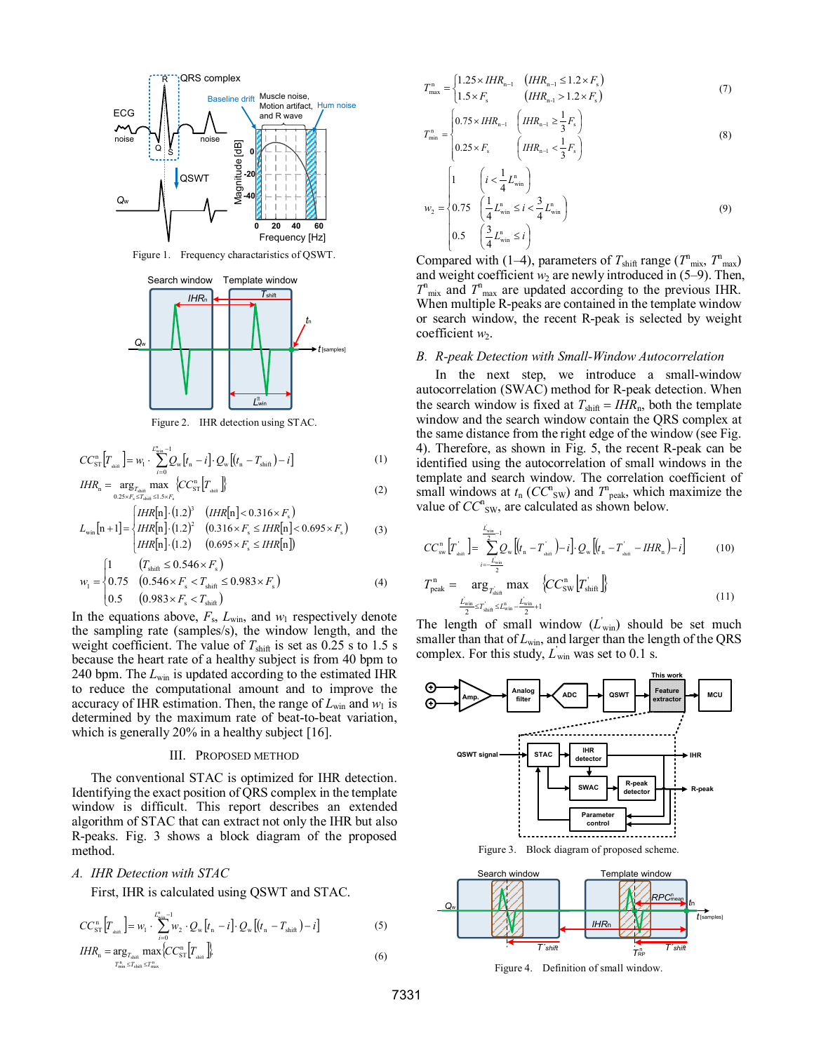Figure 1. Frequency charactaristics of QSWT.

Figure 2. IHR detection using STAC.

$$CC^{n}_{ST}[T_{shift}] = w_1 \cdot \sum_{i=0}^{L^{n}_{win}-1} Q_w[t_n - i] \cdot Q_w[(t_n - T_{shift}) - i] \tag{1}$$

$$IHR_n = \arg_{T_{shift}} \max_{0.25 \times F_s \leq T_{shift} \leq 1.5 \times F_s} \{CC^{n}_{ST}[T_{shift}]\} \tag{2}$$

$$L_{win}[n+1] = \begin{cases} IHR[n] \cdot (1.2)^3 & (IHR[n] < 0.316 \times F_s) \\ IHR[n] \cdot (1.2)^2 & (0.316 \times F_s \leq IHR[n] < 0.695 \times F_s) \\ IHR[n] \cdot (1.2) & (0.695 \times F_s \leq IHR[n]) \end{cases} \tag{3}$$

$$w_1 = \begin{cases} 1 & (T_{shift} \leq 0.546 \times F_s) \\ 0.75 & (0.546 \times F_s < T_{shift} \leq 0.983 \times F_s) \\ 0.5 & (0.983 \times F_s < T_{shift}) \end{cases} \tag{4}$$

In the equations above, $F_s$, $L_{win}$, and $w_1$ respectively denote the sampling rate (samples/s), the window length, and the weight coefficient. The value of $T_{shift}$ is set as 0.25 s to 1.5 s because the heart rate of a healthy subject is from 40 bpm to 240 bpm. The $L_{win}$ is updated according to the estimated IHR to reduce the computational amount and to improve the accuracy of IHR estimation. Then, the range of $L_{win}$ and $w_1$ is determined by the maximum rate of beat-to-beat variation, which is generally 20% in a healthy subject [16].

## III. Proposed Method

The conventional STAC is optimized for IHR detection. Identifying the exact position of QRS complex in the template window is difficult. This report describes an extended algorithm of STAC that can extract not only the IHR but also R-peaks. Fig. 3 shows a block diagram of the proposed method.

### A. IHR Detection with STAC

First, IHR is calculated using QSWT and STAC.

$$CC^{n}_{ST}[T_{shift}] = w_1 \cdot \sum_{i=0}^{L^{n}_{win}-1} w_2 \cdot Q_w[t_n - i] \cdot Q_w[(t_n - T_{shift}) - i] \tag{5}$$

$$IHR_n = \arg_{T_{shift}} \max_{T^{n}_{min} \leq T_{shift} \leq T^{n}_{max}} \{CC^{n}_{ST}[T_{shift}]\} \tag{6}$$

$$T^{n}_{max} = \begin{cases} 1.25 \times IHR_{n-1} & (IHR_{n-1} \leq 1.2 \times F_s) \\ 1.5 \times F_s & (IHR_{n-1} > 1.2 \times F_s) \end{cases} \tag{7}$$

$$T^{n}_{min} = \begin{cases} 0.75 \times IHR_{n-1} & (IHR_{n-1} \geq \frac{1}{3} F_s) \\ 0.25 \times F_s & (IHR_{n-1} < \frac{1}{3} F_s) \end{cases} \tag{8}$$

$$w_2 = \begin{cases} 1 & (i < \frac{1}{4} L^{n}_{win}) \\ 0.75 & (\frac{1}{4} L^{n}_{win} \leq i < \frac{3}{4} L^{n}_{win}) \\ 0.5 & (\frac{3}{4} L^{n}_{win} \leq i) \end{cases} \tag{9}$$

Compared with (1–4), parameters of $T_{shift}$ range ($T^{n}_{mix}$, $T^{n}_{max}$) and weight coefficient $w_2$ are newly introduced in (5–9). Then, $T^{n}_{mix}$ and $T^{n}_{max}$ are updated according to the previous IHR. When multiple R-peaks are contained in the template window or search window, the recent R-peak is selected by weight coefficient $w_2$.

### B. R-peak Detection with Small-Window Autocorrelation

In the next step, we introduce a small-window autocorrelation (SWAC) method for R-peak detection. When the search window is fixed at $T_{shift} = IHR_n$, both the template window and the search window contain the QRS complex at the same distance from the right edge of the window (see Fig. 4). Therefore, as shown in Fig. 5, the recent R-peak can be identified using the autocorrelation of small windows in the template and search window. The correlation coefficient of small windows at $t_n$ ($CC^{n}_{SW}$) and $T^{n}_{peak}$, which maximize the value of $CC^{n}_{SW}$, are calculated as shown below.

$$CC^{n}_{SW}[T'_{shift}] = \sum_{i=-\frac{L'_{win}}{2}}^{\frac{L'_{win}}{2}-1} Q_w[(t_n - T'_{shift}) - i] \cdot Q_w[(t_n - T'_{shift} - IHR_n) - i] \tag{10}$$

$$T^{n}_{peak} = \arg_{T'_{shift}} \max_{\frac{L'_{win}}{2} \leq T'_{shift} \leq L_{win} - \frac{L'_{win}}{2} + 1} \{CC^{n}_{SW}[T'_{shift}]\} \tag{11}$$

The length of small window ($L'_{win}$) should be set much smaller than that of $L_{win}$, and larger than the length of the QRS complex. For this study, $L'_{win}$ was set to 0.1 s.

Figure 3. Block diagram of proposed scheme.

Figure 4. Definition of small window.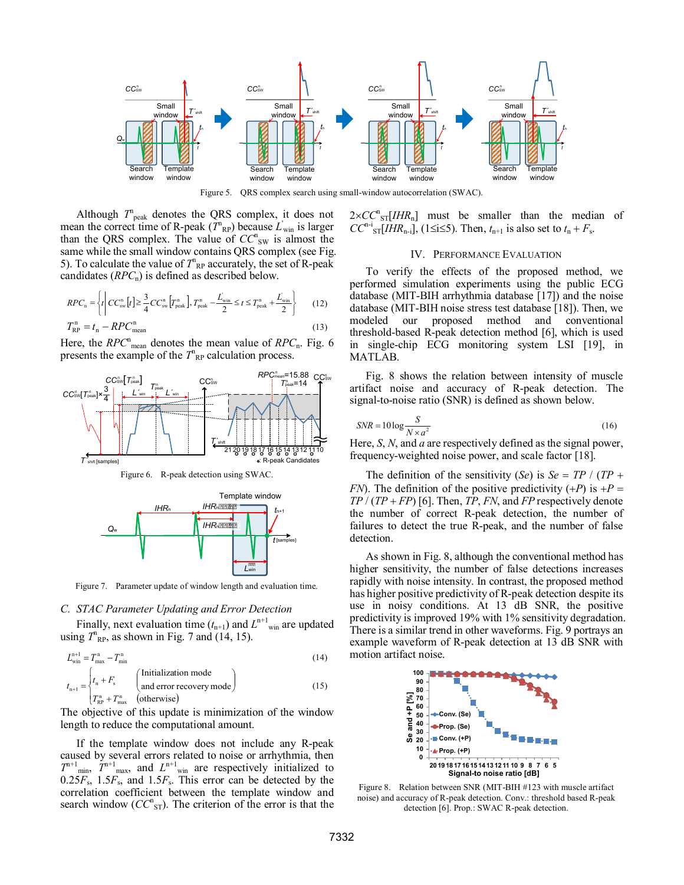Figure 5. QRS complex search using small-window autocorrelation (SWAC).

Although $T^n_{peak}$ denotes the QRS complex, it does not mean the correct time of R-peak ($T^n_{RP}$) because $L'_{win}$ is larger than the QRS complex. The value of $CC^n_{SW}$ is almost the same while the small window contains QRS complex (see Fig. 5). To calculate the value of $T^n_{RP}$ accurately, the set of R-peak candidates ($RPC_n$) is defined as described below.

$$RPC_n = \left\{ t \,\middle|\, CC^n_{sw}[t] \geq \frac{3}{4} CC^n_{sw}\left[T^n_{peak}\right], T^n_{peak} - \frac{L'_{win}}{2} \leq t \leq T^n_{peak} + \frac{L'_{win}}{2} \right\} \quad (12)$$

$$T^n_{RP} = t_n - RPC^n_{mean} \quad (13)$$

Here, the $RPC^n_{mean}$ denotes the mean value of $RPC_n$. Fig. 6 presents the example of the $T^n_{RP}$ calculation process.

Figure 6. R-peak detection using SWAC.

Figure 7. Parameter update of window length and evaluation time.

### C. STAC Parameter Updating and Error Detection

Finally, next evaluation time ($t_{n+1}$) and $L^{n+1}_{win}$ are updated using $T^n_{RP}$, as shown in Fig. 7 and (14, 15).

$$L^{n+1}_{win} = T^n_{max} - T^n_{min} \quad (14)$$

$$t_{n+1} = \begin{cases} t_n + F_s & \begin{pmatrix} \text{Initialization mode} \\ \text{and error recovery mode} \end{pmatrix} \\ T^n_{RP} + T^n_{max} & (\text{otherwise}) \end{cases} \quad (15)$$

The objective of this update is minimization of the window length to reduce the computational amount.

If the template window does not include any R-peak caused by several errors related to noise or arrhythmia, then $T^{n+1}_{min}$, $T^{n+1}_{max}$, and $L^{n+1}_{win}$ are respectively initialized to $0.25F_s$, $1.5F_s$, and $1.5F_s$. This error can be detected by the correlation coefficient between the template window and search window ($CC^n_{ST}$). The criterion of the error is that the $2{\times}CC^n_{ST}[IHR_n]$ must be smaller than the median of $CC^{n-i}_{ST}[IHR_{n-i}]$, ($1{\leq}i{\leq}5$). Then, $t_{n+1}$ is also set to $t_n + F_s$.

## IV. Performance Evaluation

To verify the effects of the proposed method, we performed simulation experiments using the public ECG database (MIT-BIH arrhythmia database [17]) and the noise database (MIT-BIH noise stress test database [18]). Then, we modeled our proposed method and conventional threshold-based R-peak detection method [6], which is used in single-chip ECG monitoring system LSI [19], in MATLAB.

Fig. 8 shows the relation between intensity of muscle artifact noise and accuracy of R-peak detection. The signal-to-noise ratio (SNR) is defined as shown below.

$$SNR = 10\log\frac{S}{N \times a^2} \quad (16)$$

Here, $S$, $N$, and $a$ are respectively defined as the signal power, frequency-weighted noise power, and scale factor [18].

The definition of the sensitivity ($Se$) is $Se = TP / (TP + FN)$. The definition of the positive predictivity ($+P$) is $+P = TP / (TP + FP)$ [6]. Then, $TP$, $FN$, and $FP$ respectively denote the number of correct R-peak detection, the number of failures to detect the true R-peak, and the number of false detection.

As shown in Fig. 8, although the conventional method has higher sensitivity, the number of false detections increases rapidly with noise intensity. In contrast, the proposed method has higher positive predictivity of R-peak detection despite its use in noisy conditions. At 13 dB SNR, the positive predictivity is improved 19% with 1% sensitivity degradation. There is a similar trend in other waveforms. Fig. 9 portrays an example waveform of R-peak detection at 13 dB SNR with motion artifact noise.

Figure 8. Relation between SNR (MIT-BIH #123 with muscle artifact noise) and accuracy of R-peak detection. Conv.: threshold based R-peak detection [6]. Prop.: SWAC R-peak detection.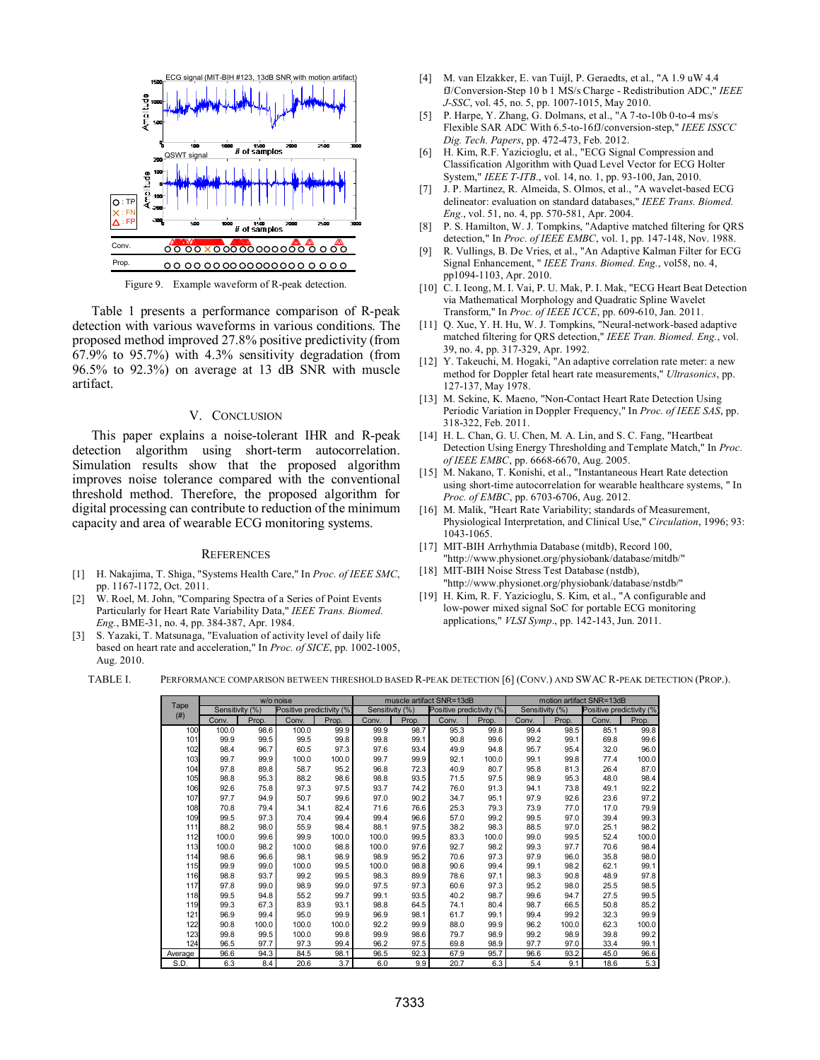ECG signal (MIT-BIH #123, 13dB SNR with motion artifact)

Amplitude

# of samples

QSWT signal

Amplitude

○ : TP
× : FN
△ : FP

# of samples

Conv.

Prop.

Figure 9. Example waveform of R-peak detection.

Table 1 presents a performance comparison of R-peak detection with various waveforms in various conditions. The proposed method improved 27.8% positive predictivity (from 67.9% to 95.7%) with 4.3% sensitivity degradation (from 96.5% to 92.3%) on average at 13 dB SNR with muscle artifact.

## V. Conclusion

This paper explains a noise-tolerant IHR and R-peak detection algorithm using short-term autocorrelation. Simulation results show that the proposed algorithm improves noise tolerance compared with the conventional threshold method. Therefore, the proposed algorithm for digital processing can contribute to reduction of the minimum capacity and area of wearable ECG monitoring systems.

## References

[1] H. Nakajima, T. Shiga, "Systems Health Care," In *Proc. of IEEE SMC*, pp. 1167-1172, Oct. 2011.

[2] W. Roel, M. John, "Comparing Spectra of a Series of Point Events Particularly for Heart Rate Variability Data," *IEEE Trans. Biomed. Eng.*, BME-31, no. 4, pp. 384-387, Apr. 1984.

[3] S. Yazaki, T. Matsunaga, "Evaluation of activity level of daily life based on heart rate and acceleration," In *Proc. of SICE*, pp. 1002-1005, Aug. 2010.

[4] M. van Elzakker, E. van Tuijl, P. Geraedts, et al., "A 1.9 uW 4.4 fJ/Conversion-Step 10 b 1 MS/s Charge - Redistribution ADC," *IEEE J-SSC*, vol. 45, no. 5, pp. 1007-1015, May 2010.

[5] P. Harpe, Y. Zhang, G. Dolmans, et al., "A 7-to-10b 0-to-4 ms/s Flexible SAR ADC With 6.5-to-16fJ/conversion-step," *IEEE ISSCC Dig. Tech. Papers*, pp. 472-473, Feb. 2012.

[6] H. Kim, R.F. Yazicioglu, et al., "ECG Signal Compression and Classification Algorithm with Quad Level Vector for ECG Holter System," *IEEE T-ITB*., vol. 14, no. 1, pp. 93-100, Jan, 2010.

[7] J. P. Martinez, R. Almeida, S. Olmos, et al., "A wavelet-based ECG delineator: evaluation on standard databases," *IEEE Trans. Biomed. Eng.*, vol. 51, no. 4, pp. 570-581, Apr. 2004.

[8] P. S. Hamilton, W. J. Tompkins, "Adaptive matched filtering for QRS detection," In *Proc. of IEEE EMBC*, vol. 1, pp. 147-148, Nov. 1988.

[9] R. Vullings, B. De Vries, et al., "An Adaptive Kalman Filter for ECG Signal Enhancement, " *IEEE Trans. Biomed. Eng.*, vol58, no. 4, pp1094-1103, Apr. 2010.

[10] C. I. Ieong, M. I. Vai, P. U. Mak, P. I. Mak, "ECG Heart Beat Detection via Mathematical Morphology and Quadratic Spline Wavelet Transform," In *Proc. of IEEE ICCE*, pp. 609-610, Jan. 2011.

[11] Q. Xue, Y. H. Hu, W. J. Tompkins, "Neural-network-based adaptive matched filtering for QRS detection," *IEEE Tran. Biomed. Eng.*, vol. 39, no. 4, pp. 317-329, Apr. 1992.

[12] Y. Takeuchi, M. Hogaki, "An adaptive correlation rate meter: a new method for Doppler fetal heart rate measurements," *Ultrasonics*, pp. 127-137, May 1978.

[13] M. Sekine, K. Maeno, "Non-Contact Heart Rate Detection Using Periodic Variation in Doppler Frequency," In *Proc. of IEEE SAS*, pp. 318-322, Feb. 2011.

[14] H. L. Chan, G. U. Chen, M. A. Lin, and S. C. Fang, "Heartbeat Detection Using Energy Thresholding and Template Match," In *Proc. of IEEE EMBC*, pp. 6668-6670, Aug. 2005.

[15] M. Nakano, T. Konishi, et al., "Instantaneous Heart Rate detection using short-time autocorrelation for wearable healthcare systems, " In *Proc. of EMBC*, pp. 6703-6706, Aug. 2012.

[16] M. Malik, "Heart Rate Variability; standards of Measurement, Physiological Interpretation, and Clinical Use," *Circulation*, 1996; 93: 1043-1065.

[17] MIT-BIH Arrhythmia Database (mitdb), Record 100, "http://www.physionet.org/physiobank/database/mitdb/"

[18] MIT-BIH Noise Stress Test Database (nstdb), "http://www.physionet.org/physiobank/database/nstdb/"

[19] H. Kim, R. F. Yazicioglu, S. Kim, et al., "A configurable and low-power mixed signal SoC for portable ECG monitoring applications," *VLSI Symp*., pp. 142-143, Jun. 2011.

TABLE I. Performance comparison between threshold based R-peak detection [6] (Conv.) and SWAC R-peak detection (Prop.).

| Tape (#) | w/o noise | | | | muscle artifact SNR=13dB | | | | motion artifact SNR=13dB | | | |
|---|---|---|---|---|---|---|---|---|---|---|---|---|
| | Sensitivity (%) | | Positive predictivity (%) | | Sensitivity (%) | | Positive predictivity (%) | | Sensitivity (%) | | Positive predictivity (%) | |
| | Conv. | Prop. | Conv. | Prop. | Conv. | Prop. | Conv. | Prop. | Conv. | Prop. | Conv. | Prop. |
| 100 | 100.0 | 98.6 | 100.0 | 99.9 | 99.9 | 98.7 | 95.3 | 99.8 | 99.4 | 98.5 | 85.1 | 99.8 |
| 101 | 99.9 | 99.5 | 99.5 | 99.8 | 99.8 | 99.1 | 90.8 | 99.6 | 99.2 | 99.1 | 69.8 | 99.6 |
| 102 | 98.4 | 96.7 | 60.5 | 97.3 | 97.6 | 93.4 | 49.9 | 94.8 | 95.7 | 95.4 | 32.0 | 96.0 |
| 103 | 99.7 | 99.9 | 100.0 | 100.0 | 99.7 | 99.9 | 92.1 | 100.0 | 99.1 | 99.8 | 77.4 | 100.0 |
| 104 | 97.8 | 89.8 | 58.7 | 95.2 | 96.8 | 72.3 | 40.9 | 80.7 | 95.8 | 81.3 | 26.4 | 87.0 |
| 105 | 98.8 | 95.3 | 88.2 | 98.6 | 98.8 | 93.5 | 71.5 | 97.5 | 98.9 | 95.3 | 48.0 | 98.4 |
| 106 | 92.6 | 75.8 | 97.3 | 97.5 | 93.7 | 74.2 | 76.0 | 91.3 | 94.1 | 73.8 | 49.1 | 92.2 |
| 107 | 97.7 | 94.9 | 50.7 | 99.6 | 97.0 | 90.2 | 34.7 | 95.1 | 97.9 | 92.6 | 23.6 | 97.2 |
| 108 | 70.8 | 79.4 | 34.1 | 82.4 | 71.6 | 76.6 | 25.3 | 79.3 | 73.9 | 77.0 | 17.0 | 79.9 |
| 109 | 99.5 | 97.3 | 70.4 | 99.4 | 99.4 | 96.6 | 57.0 | 99.2 | 99.5 | 97.0 | 39.4 | 99.3 |
| 111 | 88.2 | 98.0 | 55.9 | 98.4 | 88.1 | 97.5 | 38.2 | 98.3 | 88.5 | 97.0 | 25.1 | 98.2 |
| 112 | 100.0 | 99.6 | 99.9 | 100.0 | 100.0 | 99.5 | 83.3 | 100.0 | 99.0 | 99.5 | 52.4 | 100.0 |
| 113 | 100.0 | 98.2 | 100.0 | 98.8 | 100.0 | 97.6 | 92.7 | 98.2 | 99.3 | 97.7 | 70.6 | 98.4 |
| 114 | 98.6 | 96.6 | 98.1 | 98.9 | 98.9 | 95.2 | 70.6 | 97.3 | 97.9 | 96.0 | 35.8 | 98.0 |
| 115 | 99.9 | 99.0 | 100.0 | 99.5 | 100.0 | 98.8 | 90.6 | 99.4 | 99.1 | 98.2 | 62.1 | 99.1 |
| 116 | 98.8 | 93.7 | 99.2 | 99.5 | 98.3 | 89.9 | 78.6 | 97.1 | 98.3 | 90.8 | 48.9 | 97.8 |
| 117 | 97.8 | 99.0 | 98.9 | 99.0 | 97.5 | 97.3 | 60.6 | 97.3 | 95.2 | 98.0 | 25.5 | 98.5 |
| 118 | 99.5 | 94.8 | 55.2 | 99.7 | 99.1 | 93.5 | 40.2 | 98.7 | 99.6 | 94.7 | 27.5 | 99.5 |
| 119 | 99.3 | 67.3 | 83.9 | 93.1 | 98.8 | 64.5 | 74.1 | 80.4 | 98.7 | 66.5 | 50.8 | 85.2 |
| 121 | 96.9 | 99.4 | 95.0 | 99.9 | 96.9 | 98.1 | 61.7 | 99.1 | 99.4 | 99.2 | 32.3 | 99.9 |
| 122 | 90.8 | 100.0 | 100.0 | 100.0 | 92.2 | 99.9 | 88.0 | 99.9 | 96.2 | 100.0 | 62.3 | 100.0 |
| 123 | 99.8 | 99.5 | 100.0 | 99.8 | 99.9 | 98.6 | 79.7 | 98.9 | 99.2 | 98.9 | 39.8 | 99.2 |
| 124 | 96.5 | 97.7 | 97.3 | 99.4 | 96.2 | 97.5 | 69.8 | 98.9 | 97.7 | 97.0 | 33.4 | 99.1 |
| Average | 96.6 | 94.3 | 84.5 | 98.1 | 96.5 | 92.3 | 67.9 | 95.7 | 96.6 | 93.2 | 45.0 | 96.6 |
| S.D. | 6.3 | 8.4 | 20.6 | 3.7 | 6.0 | 9.9 | 20.7 | 6.3 | 5.4 | 9.1 | 18.6 | 5.3 |